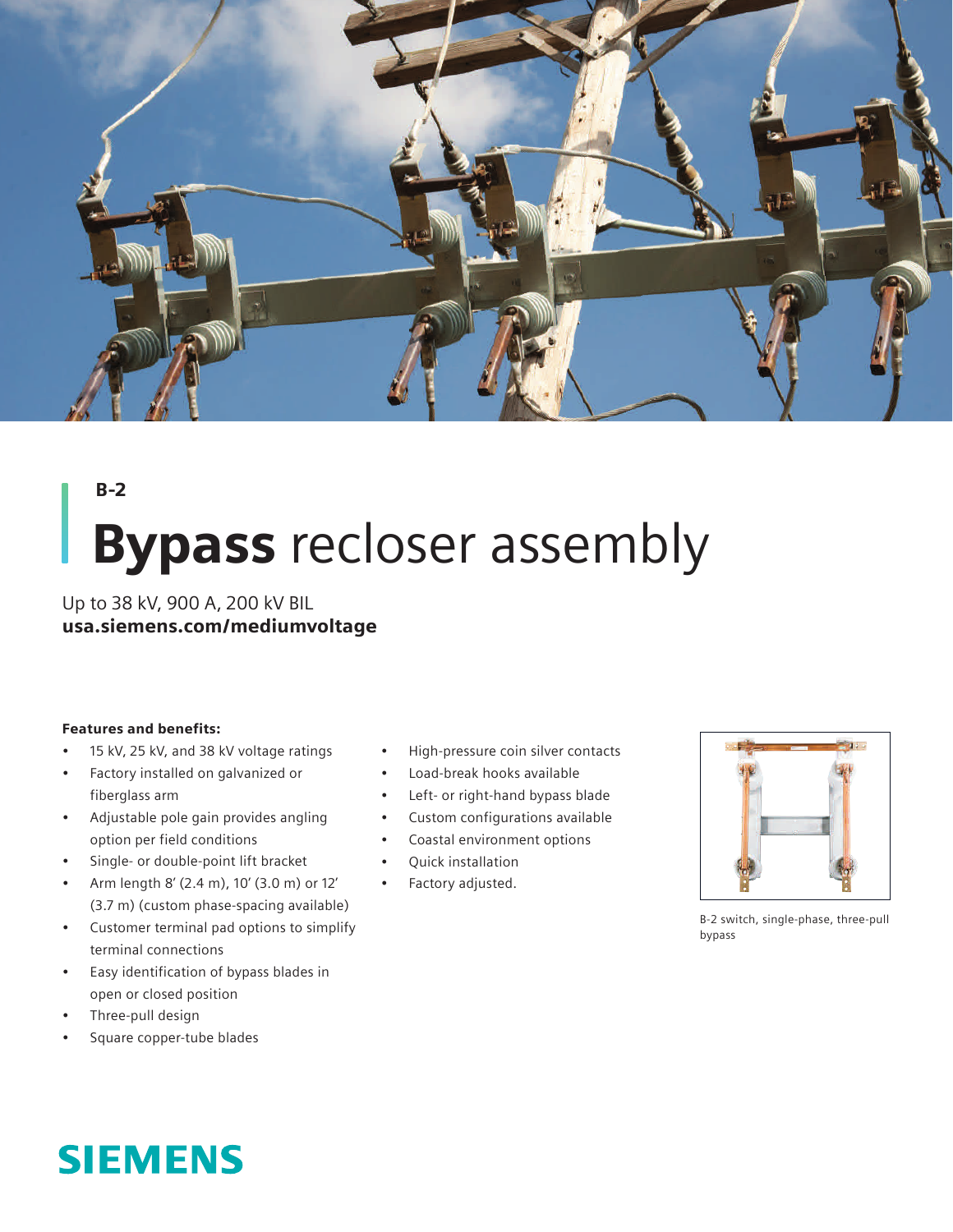B-2

# **Bypass** recloser assembly

Up to 38 kV, 900 A, 200 kV BIL
**usa.siemens.com/mediumvoltage**

**Features and benefits:**

- 15 kV, 25 kV, and 38 kV voltage ratings
- Factory installed on galvanized or fiberglass arm
- Adjustable pole gain provides angling option per field conditions
- Single- or double-point lift bracket
- Arm length 8′ (2.4 m), 10′ (3.0 m) or 12′ (3.7 m) (custom phase-spacing available)
- Customer terminal pad options to simplify terminal connections
- Easy identification of bypass blades in open or closed position
- Three-pull design
- Square copper-tube blades
- High-pressure coin silver contacts
- Load-break hooks available
- Left- or right-hand bypass blade
- Custom configurations available
- Coastal environment options
- Quick installation
- Factory adjusted.

B-2 switch, single-phase, three-pull bypass

SIEMENS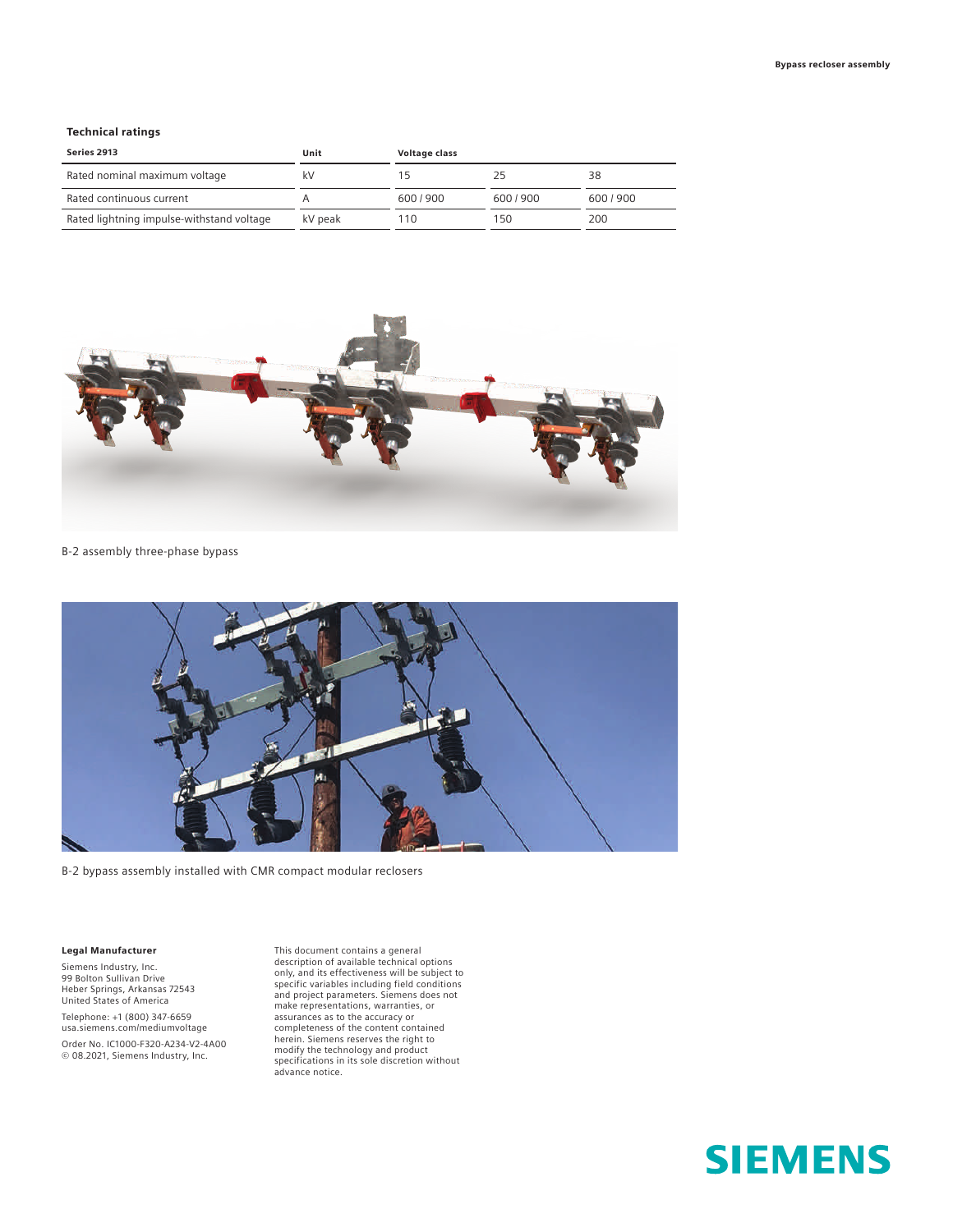### Technical ratings

| Series 2913 | Unit | Voltage class | | |
|---|---|---|---|---|
| Rated nominal maximum voltage | kV | 15 | 25 | 38 |
| Rated continuous current | A | 600 / 900 | 600 / 900 | 600 / 900 |
| Rated lightning impulse-withstand voltage | kV peak | 110 | 150 | 200 |

B-2 assembly three-phase bypass

B-2 bypass assembly installed with CMR compact modular reclosers

**Legal Manufacturer**

Siemens Industry, Inc.
99 Bolton Sullivan Drive
Heber Springs, Arkansas 72543
United States of America

Telephone: +1 (800) 347-6659
usa.siemens.com/mediumvoltage

Order No. IC1000-F320-A234-V2-4A00
© 08.2021, Siemens Industry, Inc.

This document contains a general description of available technical options only, and its effectiveness will be subject to specific variables including field conditions and project parameters. Siemens does not make representations, warranties, or assurances as to the accuracy or completeness of the content contained herein. Siemens reserves the right to modify the technology and product specifications in its sole discretion without advance notice.

SIEMENS